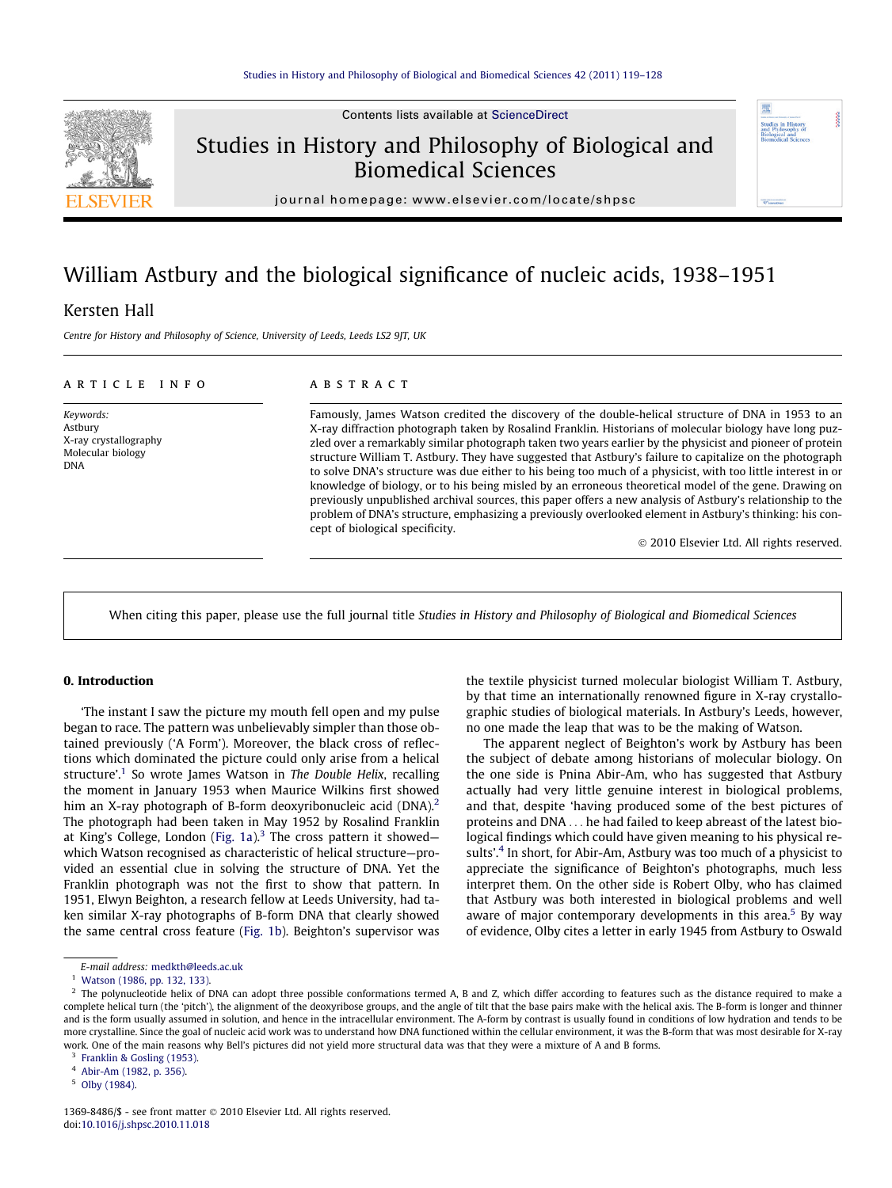# William Astbury and the biological significance of nucleic acids, 1938–1951

Kersten Hall

*Centre for History and Philosophy of Science, University of Leeds, Leeds LS2 9JT, UK*

## ARTICLE INFO

*Keywords:*
Astbury
X-ray crystallography
Molecular biology
DNA

## ABSTRACT

Famously, James Watson credited the discovery of the double-helical structure of DNA in 1953 to an X-ray diffraction photograph taken by Rosalind Franklin. Historians of molecular biology have long puzzled over a remarkably similar photograph taken two years earlier by the physicist and pioneer of protein structure William T. Astbury. They have suggested that Astbury's failure to capitalize on the photograph to solve DNA's structure was due either to his being too much of a physicist, with too little interest in or knowledge of biology, or to his being misled by an erroneous theoretical model of the gene. Drawing on previously unpublished archival sources, this paper offers a new analysis of Astbury's relationship to the problem of DNA's structure, emphasizing a previously overlooked element in Astbury's thinking: his concept of biological specificity.

© 2010 Elsevier Ltd. All rights reserved.

When citing this paper, please use the full journal title *Studies in History and Philosophy of Biological and Biomedical Sciences*

## 0. Introduction

'The instant I saw the picture my mouth fell open and my pulse began to race. The pattern was unbelievably simpler than those obtained previously ('A Form'). Moreover, the black cross of reflections which dominated the picture could only arise from a helical structure'.[1] So wrote James Watson in *The Double Helix*, recalling the moment in January 1953 when Maurice Wilkins first showed him an X-ray photograph of B-form deoxyribonucleic acid (DNA).[2] The photograph had been taken in May 1952 by Rosalind Franklin at King's College, London (Fig. 1a).[3] The cross pattern it showed—which Watson recognised as characteristic of helical structure—provided an essential clue in solving the structure of DNA. Yet the Franklin photograph was not the first to show that pattern. In 1951, Elwyn Beighton, a research fellow at Leeds University, had taken similar X-ray photographs of B-form DNA that clearly showed the same central cross feature (Fig. 1b). Beighton's supervisor was the textile physicist turned molecular biologist William T. Astbury, by that time an internationally renowned figure in X-ray crystallographic studies of biological materials. In Astbury's Leeds, however, no one made the leap that was to be the making of Watson.

The apparent neglect of Beighton's work by Astbury has been the subject of debate among historians of molecular biology. On the one side is Pnina Abir-Am, who has suggested that Astbury actually had very little genuine interest in biological problems, and that, despite 'having produced some of the best pictures of proteins and DNA ... he had failed to keep abreast of the latest biological findings which could have given meaning to his physical results'.[4] In short, for Abir-Am, Astbury was too much of a physicist to appreciate the significance of Beighton's photographs, much less interpret them. On the other side is Robert Olby, who has claimed that Astbury was both interested in biological problems and well aware of major contemporary developments in this area.[5] By way of evidence, Olby cites a letter in early 1945 from Astbury to Oswald

E-mail address: medkth@leeds.ac.uk

[1] Watson (1986, pp. 132, 133).

[2] The polynucleotide helix of DNA can adopt three possible conformations termed A, B and Z, which differ according to features such as the distance required to make a complete helical turn (the 'pitch'), the alignment of the deoxyribose groups, and the angle of tilt that the base pairs make with the helical axis. The B-form is longer and thinner and is the form usually assumed in solution, and hence in the intracellular environment. The A-form by contrast is usually found in conditions of low hydration and tends to be more crystalline. Since the goal of nucleic acid work was to understand how DNA functioned within the cellular environment, it was the B-form that was most desirable for X-ray work. One of the main reasons why Bell's pictures did not yield more structural data was that they were a mixture of A and B forms.

[3] Franklin & Gosling (1953).

[4] Abir-Am (1982, p. 356).

[5] Olby (1984).

1369-8486/$ - see front matter © 2010 Elsevier Ltd. All rights reserved.
doi:10.1016/j.shpsc.2010.11.018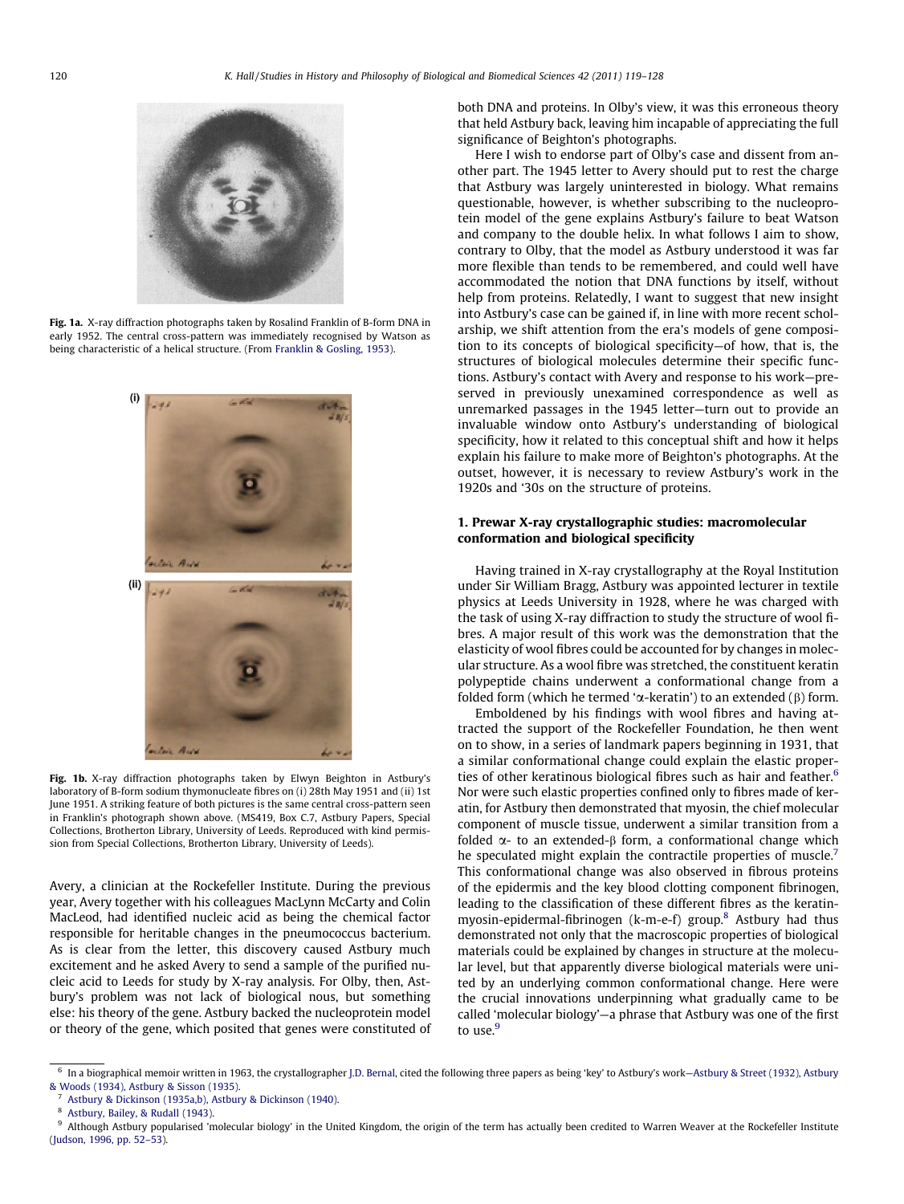**Fig. 1a.** X-ray diffraction photographs taken by Rosalind Franklin of B-form DNA in early 1952. The central cross-pattern was immediately recognised by Watson as being characteristic of a helical structure. (From Franklin & Gosling, 1953).

**Fig. 1b.** X-ray diffraction photographs taken by Elwyn Beighton in Astbury's laboratory of B-form sodium thymonucleate fibres on (i) 28th May 1951 and (ii) 1st June 1951. A striking feature of both pictures is the same central cross-pattern seen in Franklin's photograph shown above. (MS419, Box C.7, Astbury Papers, Special Collections, Brotherton Library, University of Leeds. Reproduced with kind permission from Special Collections, Brotherton Library, University of Leeds).

Avery, a clinician at the Rockefeller Institute. During the previous year, Avery together with his colleagues MacLynn McCarty and Colin MacLeod, had identified nucleic acid as being the chemical factor responsible for heritable changes in the pneumococcus bacterium. As is clear from the letter, this discovery caused Astbury much excitement and he asked Avery to send a sample of the purified nucleic acid to Leeds for study by X-ray analysis. For Olby, then, Astbury's problem was not lack of biological nous, but something else: his theory of the gene. Astbury backed the nucleoprotein model or theory of the gene, which posited that genes were constituted of both DNA and proteins. In Olby's view, it was this erroneous theory that held Astbury back, leaving him incapable of appreciating the full significance of Beighton's photographs.

Here I wish to endorse part of Olby's case and dissent from another part. The 1945 letter to Avery should put to rest the charge that Astbury was largely uninterested in biology. What remains questionable, however, is whether subscribing to the nucleoprotein model of the gene explains Astbury's failure to beat Watson and company to the double helix. In what follows I aim to show, contrary to Olby, that the model as Astbury understood it was far more flexible than tends to be remembered, and could well have accommodated the notion that DNA functions by itself, without help from proteins. Relatedly, I want to suggest that new insight into Astbury's case can be gained if, in line with more recent scholarship, we shift attention from the era's models of gene composition to its concepts of biological specificity—of how, that is, the structures of biological molecules determine their specific functions. Astbury's contact with Avery and response to his work—preserved in previously unexamined correspondence as well as unremarked passages in the 1945 letter—turn out to provide an invaluable window onto Astbury's understanding of biological specificity, how it related to this conceptual shift and how it helps explain his failure to make more of Beighton's photographs. At the outset, however, it is necessary to review Astbury's work in the 1920s and '30s on the structure of proteins.

## 1. Prewar X-ray crystallographic studies: macromolecular conformation and biological specificity

Having trained in X-ray crystallography at the Royal Institution under Sir William Bragg, Astbury was appointed lecturer in textile physics at Leeds University in 1928, where he was charged with the task of using X-ray diffraction to study the structure of wool fibres. A major result of this work was the demonstration that the elasticity of wool fibres could be accounted for by changes in molecular structure. As a wool fibre was stretched, the constituent keratin polypeptide chains underwent a conformational change from a folded form (which he termed '$\alpha$-keratin') to an extended ($\beta$) form.

Emboldened by his findings with wool fibres and having attracted the support of the Rockefeller Foundation, he then went on to show, in a series of landmark papers beginning in 1931, that a similar conformational change could explain the elastic properties of other keratinous biological fibres such as hair and feather.[6] Nor were such elastic properties confined only to fibres made of keratin, for Astbury then demonstrated that myosin, the chief molecular component of muscle tissue, underwent a similar transition from a folded $\alpha$- to an extended-$\beta$ form, a conformational change which he speculated might explain the contractile properties of muscle.[7] This conformational change was also observed in fibrous proteins of the epidermis and the key blood clotting component fibrinogen, leading to the classification of these different fibres as the keratin-myosin-epidermal-fibrinogen (k-m-e-f) group.[8] Astbury had thus demonstrated not only that the macroscopic properties of biological materials could be explained by changes in structure at the molecular level, but that apparently diverse biological materials were united by an underlying common conformational change. Here were the crucial innovations underpinning what gradually came to be called 'molecular biology'—a phrase that Astbury was one of the first to use.[9]

---

[6] In a biographical memoir written in 1963, the crystallographer J.D. Bernal, cited the following three papers as being 'key' to Astbury's work—Astbury & Street (1932), Astbury & Woods (1934), Astbury & Sisson (1935).

[7] Astbury & Dickinson (1935a,b), Astbury & Dickinson (1940).

[8] Astbury, Bailey, & Rudall (1943).

[9] Although Astbury popularised 'molecular biology' in the United Kingdom, the origin of the term has actually been credited to Warren Weaver at the Rockefeller Institute (Judson, 1996, pp. 52–53).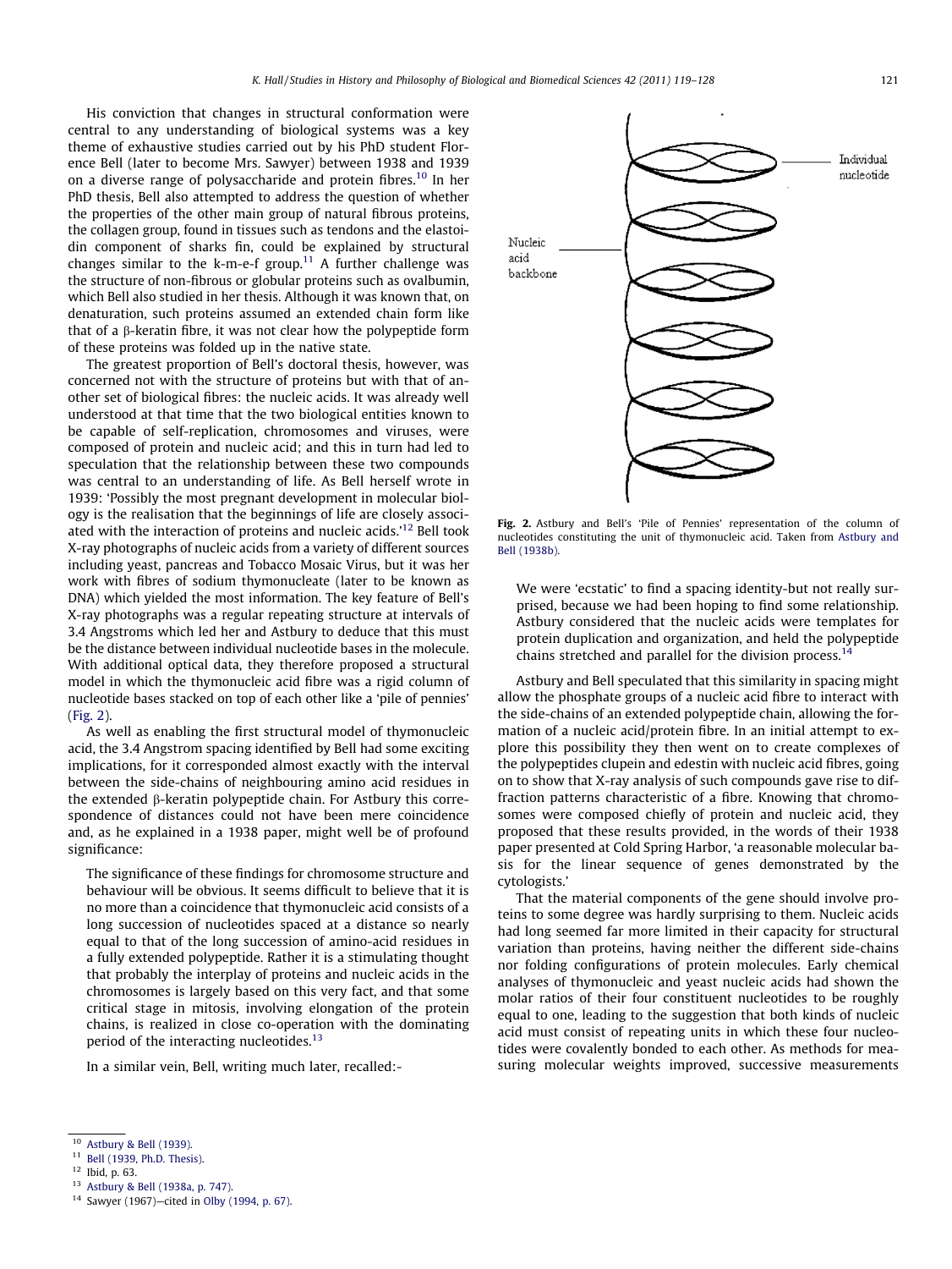His conviction that changes in structural conformation were central to any understanding of biological systems was a key theme of exhaustive studies carried out by his PhD student Florence Bell (later to become Mrs. Sawyer) between 1938 and 1939 on a diverse range of polysaccharide and protein fibres.[10] In her PhD thesis, Bell also attempted to address the question of whether the properties of the other main group of natural fibrous proteins, the collagen group, found in tissues such as tendons and the elastoidin component of sharks fin, could be explained by structural changes similar to the k-m-e-f group.[11] A further challenge was the structure of non-fibrous or globular proteins such as ovalbumin, which Bell also studied in her thesis. Although it was known that, on denaturation, such proteins assumed an extended chain form like that of a β-keratin fibre, it was not clear how the polypeptide form of these proteins was folded up in the native state.

The greatest proportion of Bell's doctoral thesis, however, was concerned not with the structure of proteins but with that of another set of biological fibres: the nucleic acids. It was already well understood at that time that the two biological entities known to be capable of self-replication, chromosomes and viruses, were composed of protein and nucleic acid; and this in turn had led to speculation that the relationship between these two compounds was central to an understanding of life. As Bell herself wrote in 1939: 'Possibly the most pregnant development in molecular biology is the realisation that the beginnings of life are closely associated with the interaction of proteins and nucleic acids.'[12] Bell took X-ray photographs of nucleic acids from a variety of different sources including yeast, pancreas and Tobacco Mosaic Virus, but it was her work with fibres of sodium thymonucleate (later to be known as DNA) which yielded the most information. The key feature of Bell's X-ray photographs was a regular repeating structure at intervals of 3.4 Angstroms which led her and Astbury to deduce that this must be the distance between individual nucleotide bases in the molecule. With additional optical data, they therefore proposed a structural model in which the thymonucleic acid fibre was a rigid column of nucleotide bases stacked on top of each other like a 'pile of pennies' (Fig. 2).

As well as enabling the first structural model of thymonucleic acid, the 3.4 Angstrom spacing identified by Bell had some exciting implications, for it corresponded almost exactly with the interval between the side-chains of neighbouring amino acid residues in the extended β-keratin polypeptide chain. For Astbury this correspondence of distances could not have been mere coincidence and, as he explained in a 1938 paper, might well be of profound significance:

> The significance of these findings for chromosome structure and behaviour will be obvious. It seems difficult to believe that it is no more than a coincidence that thymonucleic acid consists of a long succession of nucleotides spaced at a distance so nearly equal to that of the long succession of amino-acid residues in a fully extended polypeptide. Rather it is a stimulating thought that probably the interplay of proteins and nucleic acids in the chromosomes is largely based on this very fact, and that some critical stage in mitosis, involving elongation of the protein chains, is realized in close co-operation with the dominating period of the interacting nucleotides.[13]

In a similar vein, Bell, writing much later, recalled:-

Fig. 2. Astbury and Bell's 'Pile of Pennies' representation of the column of nucleotides constituting the unit of thymonucleic acid. Taken from Astbury and Bell (1938b).

> We were 'ecstatic' to find a spacing identity-but not really surprised, because we had been hoping to find some relationship. Astbury considered that the nucleic acids were templates for protein duplication and organization, and held the polypeptide chains stretched and parallel for the division process.[14]

Astbury and Bell speculated that this similarity in spacing might allow the phosphate groups of a nucleic acid fibre to interact with the side-chains of an extended polypeptide chain, allowing the formation of a nucleic acid/protein fibre. In an initial attempt to explore this possibility they then went on to create complexes of the polypeptides clupein and edestin with nucleic acid fibres, going on to show that X-ray analysis of such compounds gave rise to diffraction patterns characteristic of a fibre. Knowing that chromosomes were composed chiefly of protein and nucleic acid, they proposed that these results provided, in the words of their 1938 paper presented at Cold Spring Harbor, 'a reasonable molecular basis for the linear sequence of genes demonstrated by the cytologists.'

That the material components of the gene should involve proteins to some degree was hardly surprising to them. Nucleic acids had long seemed far more limited in their capacity for structural variation than proteins, having neither the different side-chains nor folding configurations of protein molecules. Early chemical analyses of thymonucleic and yeast nucleic acids had shown the molar ratios of their four constituent nucleotides to be roughly equal to one, leading to the suggestion that both kinds of nucleic acid must consist of repeating units in which these four nucleotides were covalently bonded to each other. As methods for measuring molecular weights improved, successive measurements

[10] Astbury & Bell (1939).

[11] Bell (1939, Ph.D. Thesis).

[12] Ibid, p. 63.

[13] Astbury & Bell (1938a, p. 747).

[14] Sawyer (1967)—cited in Olby (1994, p. 67).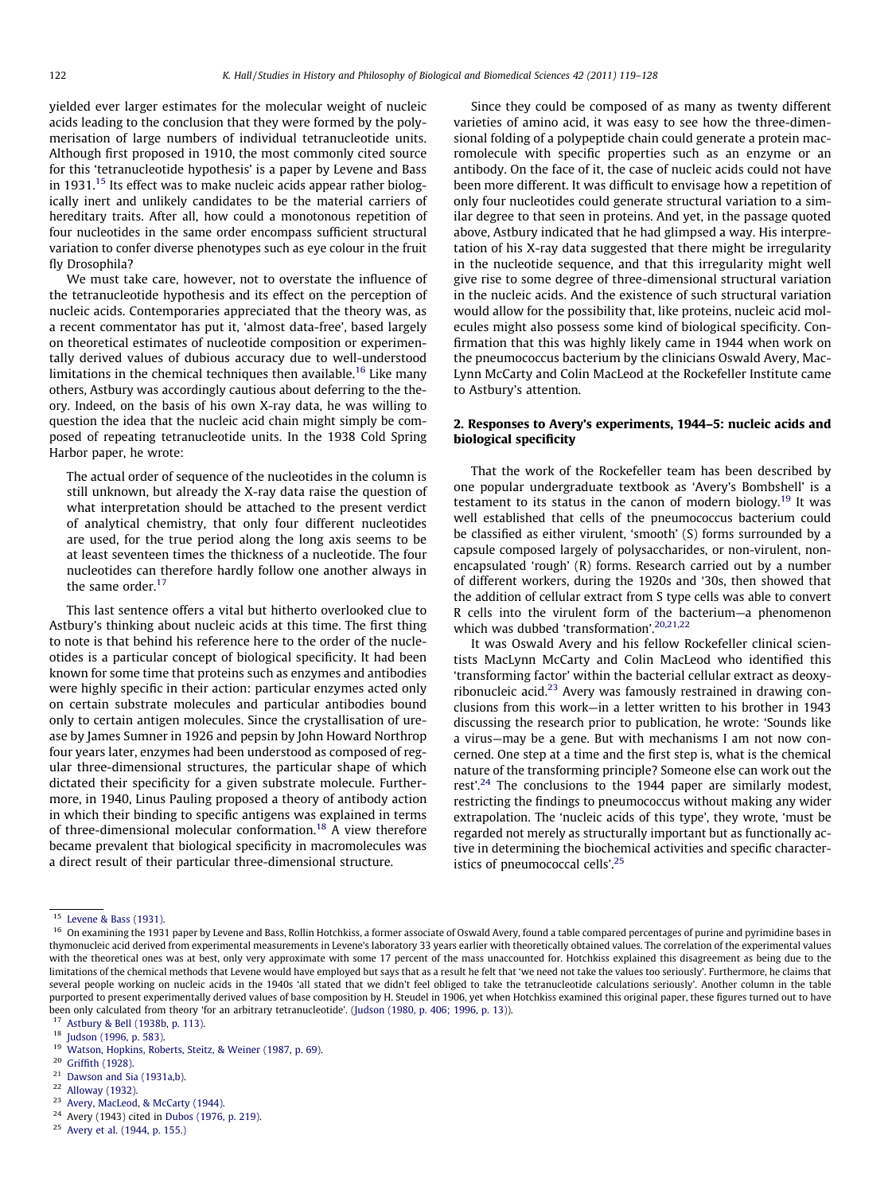yielded ever larger estimates for the molecular weight of nucleic acids leading to the conclusion that they were formed by the polymerisation of large numbers of individual tetranucleotide units. Although first proposed in 1910, the most commonly cited source for this 'tetranucleotide hypothesis' is a paper by Levene and Bass in 1931.[15] Its effect was to make nucleic acids appear rather biologically inert and unlikely candidates to be the material carriers of hereditary traits. After all, how could a monotonous repetition of four nucleotides in the same order encompass sufficient structural variation to confer diverse phenotypes such as eye colour in the fruit fly Drosophila?

We must take care, however, not to overstate the influence of the tetranucleotide hypothesis and its effect on the perception of nucleic acids. Contemporaries appreciated that the theory was, as a recent commentator has put it, 'almost data-free', based largely on theoretical estimates of nucleotide composition or experimentally derived values of dubious accuracy due to well-understood limitations in the chemical techniques then available.[16] Like many others, Astbury was accordingly cautious about deferring to the theory. Indeed, on the basis of his own X-ray data, he was willing to question the idea that the nucleic acid chain might simply be composed of repeating tetranucleotide units. In the 1938 Cold Spring Harbor paper, he wrote:

> The actual order of sequence of the nucleotides in the column is still unknown, but already the X-ray data raise the question of what interpretation should be attached to the present verdict of analytical chemistry, that only four different nucleotides are used, for the true period along the long axis seems to be at least seventeen times the thickness of a nucleotide. The four nucleotides can therefore hardly follow one another always in the same order.[17]

This last sentence offers a vital but hitherto overlooked clue to Astbury's thinking about nucleic acids at this time. The first thing to note is that behind his reference here to the order of the nucleotides is a particular concept of biological specificity. It had been known for some time that proteins such as enzymes and antibodies were highly specific in their action: particular enzymes acted only on certain substrate molecules and particular antibodies bound only to certain antigen molecules. Since the crystallisation of urease by James Sumner in 1926 and pepsin by John Howard Northrop four years later, enzymes had been understood as composed of regular three-dimensional structures, the particular shape of which dictated their specificity for a given substrate molecule. Furthermore, in 1940, Linus Pauling proposed a theory of antibody action in which their binding to specific antigens was explained in terms of three-dimensional molecular conformation.[18] A view therefore became prevalent that biological specificity in macromolecules was a direct result of their particular three-dimensional structure.

Since they could be composed of as many as twenty different varieties of amino acid, it was easy to see how the three-dimensional folding of a polypeptide chain could generate a protein macromolecule with specific properties such as an enzyme or an antibody. On the face of it, the case of nucleic acids could not have been more different. It was difficult to envisage how a repetition of only four nucleotides could generate structural variation to a similar degree to that seen in proteins. And yet, in the passage quoted above, Astbury indicated that he had glimpsed a way. His interpretation of his X-ray data suggested that there might be irregularity in the nucleotide sequence, and that this irregularity might well give rise to some degree of three-dimensional structural variation in the nucleic acids. And the existence of such structural variation would allow for the possibility that, like proteins, nucleic acid molecules might also possess some kind of biological specificity. Confirmation that this was highly likely came in 1944 when work on the pneumococcus bacterium by the clinicians Oswald Avery, MacLynn McCarty and Colin MacLeod at the Rockefeller Institute came to Astbury's attention.

## 2. Responses to Avery's experiments, 1944–5: nucleic acids and biological specificity

That the work of the Rockefeller team has been described by one popular undergraduate textbook as 'Avery's Bombshell' is a testament to its status in the canon of modern biology.[19] It was well established that cells of the pneumococcus bacterium could be classified as either virulent, 'smooth' (S) forms surrounded by a capsule composed largely of polysaccharides, or non-virulent, non-encapsulated 'rough' (R) forms. Research carried out by a number of different workers, during the 1920s and '30s, then showed that the addition of cellular extract from S type cells was able to convert R cells into the virulent form of the bacterium—a phenomenon which was dubbed 'transformation'.[20,21,22]

It was Oswald Avery and his fellow Rockefeller clinical scientists MacLynn McCarty and Colin MacLeod who identified this 'transforming factor' within the bacterial cellular extract as deoxyribonucleic acid.[23] Avery was famously restrained in drawing conclusions from this work—in a letter written to his brother in 1943 discussing the research prior to publication, he wrote: 'Sounds like a virus—may be a gene. But with mechanisms I am not now concerned. One step at a time and the first step is, what is the chemical nature of the transforming principle? Someone else can work out the rest'.[24] The conclusions to the 1944 paper are similarly modest, restricting the findings to pneumococcus without making any wider extrapolation. The 'nucleic acids of this type', they wrote, 'must be regarded not merely as structurally important but as functionally active in determining the biochemical activities and specific characteristics of pneumococcal cells'.[25]

---

[15] Levene & Bass (1931).

[16] On examining the 1931 paper by Levene and Bass, Rollin Hotchkiss, a former associate of Oswald Avery, found a table compared percentages of purine and pyrimidine bases in thymonucleic acid derived from experimental measurements in Levene's laboratory 33 years earlier with theoretically obtained values. The correlation of the experimental values with the theoretical ones was at best, only very approximate with some 17 percent of the mass unaccounted for. Hotchkiss explained this disagreement as being due to the limitations of the chemical methods that Levene would have employed but says that as a result he felt that 'we need not take the values too seriously'. Furthermore, he claims that several people working on nucleic acids in the 1940s 'all stated that we didn't feel obliged to take the tetranucleotide calculations seriously'. Another column in the table purported to present experimentally derived values of base composition by H. Steudel in 1906, yet when Hotchkiss examined this original paper, these figures turned out to have been only calculated from theory 'for an arbitrary tetranucleotide'. (Judson (1980, p. 406; 1996, p. 13)).

[17] Astbury & Bell (1938b, p. 113).

[18] Judson (1996, p. 583).

[19] Watson, Hopkins, Roberts, Steitz, & Weiner (1987, p. 69).

[20] Griffith (1928).

[21] Dawson and Sia (1931a,b).

[22] Alloway (1932).

[23] Avery, MacLeod, & McCarty (1944).

[24] Avery (1943) cited in Dubos (1976, p. 219).

[25] Avery et al. (1944, p. 155.)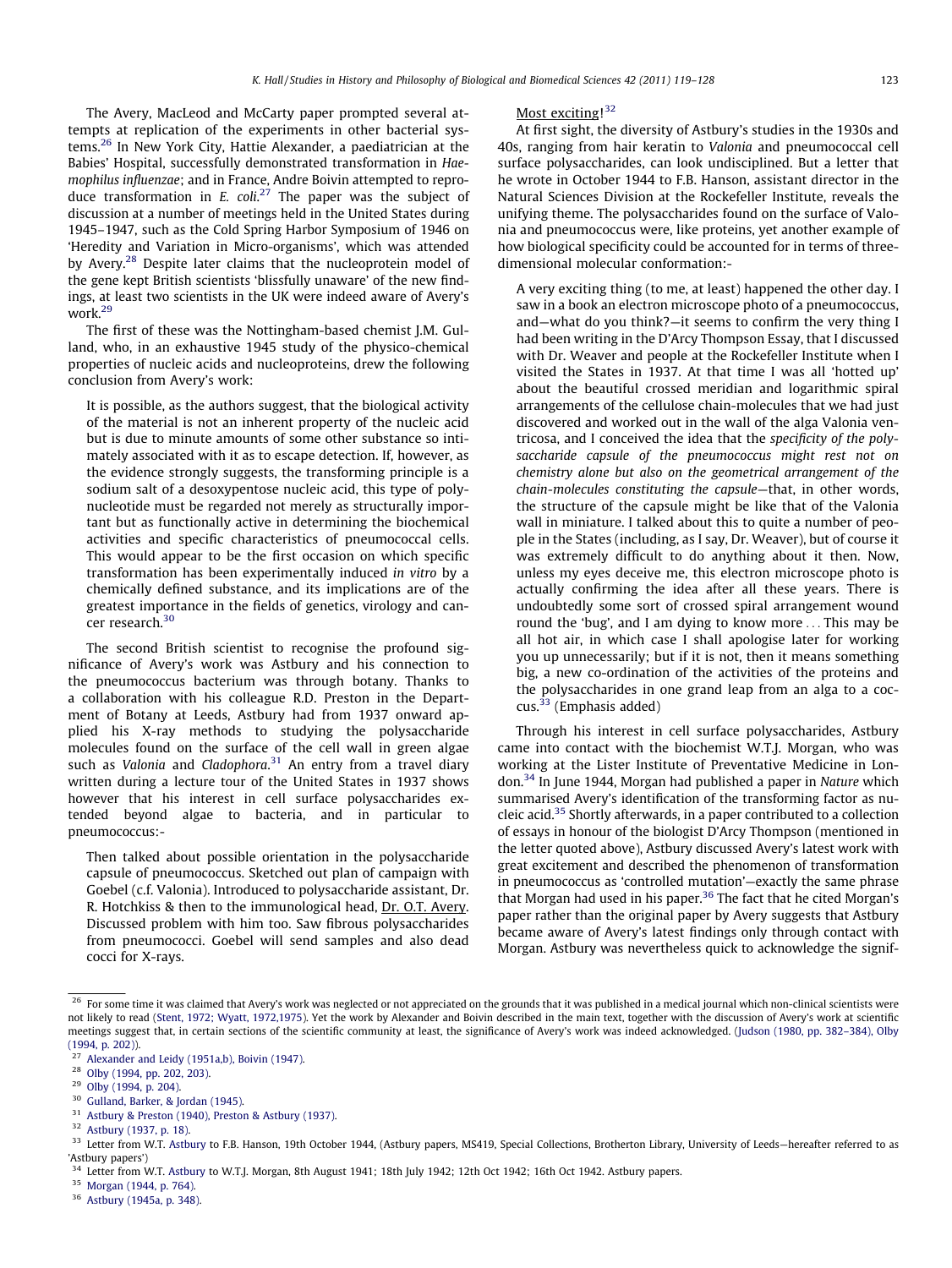The Avery, MacLeod and McCarty paper prompted several attempts at replication of the experiments in other bacterial systems.[26] In New York City, Hattie Alexander, a paediatrician at the Babies' Hospital, successfully demonstrated transformation in *Haemophilus influenzae*; and in France, Andre Boivin attempted to reproduce transformation in *E. coli*.[27] The paper was the subject of discussion at a number of meetings held in the United States during 1945–1947, such as the Cold Spring Harbor Symposium of 1946 on 'Heredity and Variation in Micro-organisms', which was attended by Avery.[28] Despite later claims that the nucleoprotein model of the gene kept British scientists 'blissfully unaware' of the new findings, at least two scientists in the UK were indeed aware of Avery's work.[29]

The first of these was the Nottingham-based chemist J.M. Gulland, who, in an exhaustive 1945 study of the physico-chemical properties of nucleic acids and nucleoproteins, drew the following conclusion from Avery's work:

> It is possible, as the authors suggest, that the biological activity of the material is not an inherent property of the nucleic acid but is due to minute amounts of some other substance so intimately associated with it as to escape detection. If, however, as the evidence strongly suggests, the transforming principle is a sodium salt of a desoxypentose nucleic acid, this type of polynucleotide must be regarded not merely as structurally important but as functionally active in determining the biochemical activities and specific characteristics of pneumococcal cells. This would appear to be the first occasion on which specific transformation has been experimentally induced *in vitro* by a chemically defined substance, and its implications are of the greatest importance in the fields of genetics, virology and cancer research.[30]

The second British scientist to recognise the profound significance of Avery's work was Astbury and his connection to the pneumococcus bacterium was through botany. Thanks to a collaboration with his colleague R.D. Preston in the Department of Botany at Leeds, Astbury had from 1937 onward applied his X-ray methods to studying the polysaccharide molecules found on the surface of the cell wall in green algae such as *Valonia* and *Cladophora*.[31] An entry from a travel diary written during a lecture tour of the United States in 1937 shows however that his interest in cell surface polysaccharides extended beyond algae to bacteria, and in particular to pneumococcus:-

> Then talked about possible orientation in the polysaccharide capsule of pneumococcus. Sketched out plan of campaign with Goebel (c.f. Valonia). Introduced to polysaccharide assistant, Dr. R. Hotchkiss & then to the immunological head, Dr. O.T. Avery. Discussed problem with him too. Saw fibrous polysaccharides from pneumococci. Goebel will send samples and also dead cocci for X-rays.
>
> Most exciting![32]

At first sight, the diversity of Astbury's studies in the 1930s and 40s, ranging from hair keratin to *Valonia* and pneumococcal cell surface polysaccharides, can look undisciplined. But a letter that he wrote in October 1944 to F.B. Hanson, assistant director in the Natural Sciences Division at the Rockefeller Institute, reveals the unifying theme. The polysaccharides found on the surface of Valonia and pneumococcus were, like proteins, yet another example of how biological specificity could be accounted for in terms of three-dimensional molecular conformation:-

> A very exciting thing (to me, at least) happened the other day. I saw in a book an electron microscope photo of a pneumococcus, and—what do you think?—it seems to confirm the very thing I had been writing in the D'Arcy Thompson Essay, that I discussed with Dr. Weaver and people at the Rockefeller Institute when I visited the States in 1937. At that time I was all 'hotted up' about the beautiful crossed meridian and logarithmic spiral arrangements of the cellulose chain-molecules that we had just discovered and worked out in the wall of the alga Valonia ventricosa, and I conceived the idea that the *specificity of the polysaccharide capsule of the pneumococcus might rest not on chemistry alone but also on the geometrical arrangement of the chain-molecules constituting the capsule*—that, in other words, the structure of the capsule might be like that of the Valonia wall in miniature. I talked about this to quite a number of people in the States (including, as I say, Dr. Weaver), but of course it was extremely difficult to do anything about it then. Now, unless my eyes deceive me, this electron microscope photo is actually confirming the idea after all these years. There is undoubtedly some sort of crossed spiral arrangement wound round the 'bug', and I am dying to know more ... This may be all hot air, in which case I shall apologise later for working you up unnecessarily; but if it is not, then it means something big, a new co-ordination of the activities of the proteins and the polysaccharides in one grand leap from an alga to a coccus.[33] (Emphasis added)

Through his interest in cell surface polysaccharides, Astbury came into contact with the biochemist W.T.J. Morgan, who was working at the Lister Institute of Preventative Medicine in London.[34] In June 1944, Morgan had published a paper in *Nature* which summarised Avery's identification of the transforming factor as nucleic acid.[35] Shortly afterwards, in a paper contributed to a collection of essays in honour of the biologist D'Arcy Thompson (mentioned in the letter quoted above), Astbury discussed Avery's latest work with great excitement and described the phenomenon of transformation in pneumococcus as 'controlled mutation'—exactly the same phrase that Morgan had used in his paper.[36] The fact that he cited Morgan's paper rather than the original paper by Avery suggests that Astbury became aware of Avery's latest findings only through contact with Morgan. Astbury was nevertheless quick to acknowledge the signif-

---

[26] For some time it was claimed that Avery's work was neglected or not appreciated on the grounds that it was published in a medical journal which non-clinical scientists were not likely to read (Stent, 1972; Wyatt, 1972,1975). Yet the work by Alexander and Boivin described in the main text, together with the discussion of Avery's work at scientific meetings suggest that, in certain sections of the scientific community at least, the significance of Avery's work was indeed acknowledged. (Judson (1980, pp. 382–384), Olby (1994, p. 202)).

[27] Alexander and Leidy (1951a,b), Boivin (1947).

[28] Olby (1994, pp. 202, 203).

[29] Olby (1994, p. 204).

[30] Gulland, Barker, & Jordan (1945).

[31] Astbury & Preston (1940), Preston & Astbury (1937).

[32] Astbury (1937, p. 18).

[33] Letter from W.T. Astbury to F.B. Hanson, 19th October 1944, (Astbury papers, MS419, Special Collections, Brotherton Library, University of Leeds—hereafter referred to as 'Astbury papers')

[34] Letter from W.T. Astbury to W.T.J. Morgan, 8th August 1941; 18th July 1942; 12th Oct 1942; 16th Oct 1942. Astbury papers.

[35] Morgan (1944, p. 764).

[36] Astbury (1945a, p. 348).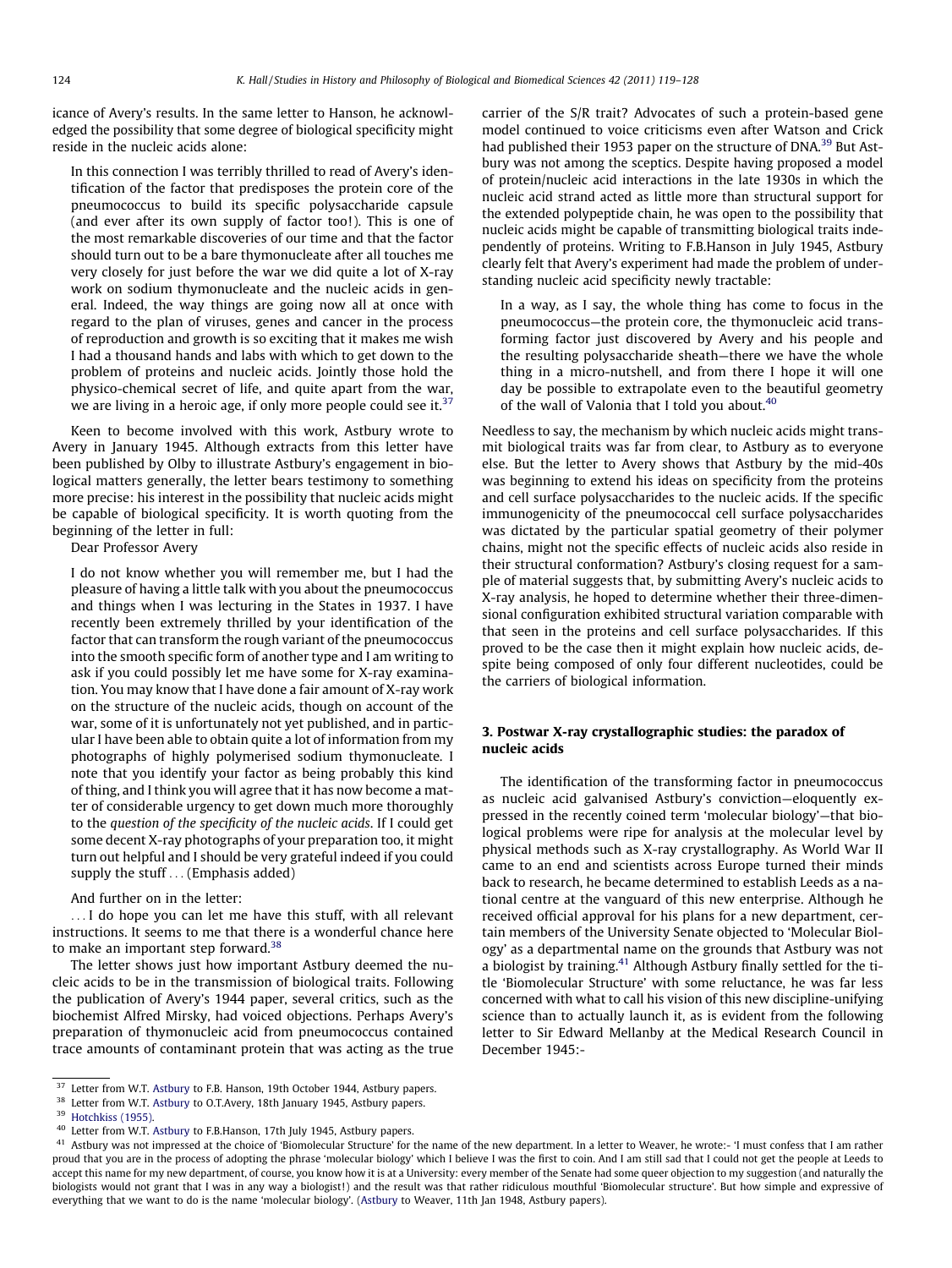icance of Avery's results. In the same letter to Hanson, he acknowledged the possibility that some degree of biological specificity might reside in the nucleic acids alone:

> In this connection I was terribly thrilled to read of Avery's identification of the factor that predisposes the protein core of the pneumococcus to build its specific polysaccharide capsule (and ever after its own supply of factor too!). This is one of the most remarkable discoveries of our time and that the factor should turn out to be a bare thymonucleate after all touches me very closely for just before the war we did quite a lot of X-ray work on sodium thymonucleate and the nucleic acids in general. Indeed, the way things are going now all at once with regard to the plan of viruses, genes and cancer in the process of reproduction and growth is so exciting that it makes me wish I had a thousand hands and labs with which to get down to the problem of proteins and nucleic acids. Jointly those hold the physico-chemical secret of life, and quite apart from the war, we are living in a heroic age, if only more people could see it.[37]

Keen to become involved with this work, Astbury wrote to Avery in January 1945. Although extracts from this letter have been published by Olby to illustrate Astbury's engagement in biological matters generally, the letter bears testimony to something more precise: his interest in the possibility that nucleic acids might be capable of biological specificity. It is worth quoting from the beginning of the letter in full:

Dear Professor Avery

> I do not know whether you will remember me, but I had the pleasure of having a little talk with you about the pneumococcus and things when I was lecturing in the States in 1937. I have recently been extremely thrilled by your identification of the factor that can transform the rough variant of the pneumococcus into the smooth specific form of another type and I am writing to ask if you could possibly let me have some for X-ray examination. You may know that I have done a fair amount of X-ray work on the structure of the nucleic acids, though on account of the war, some of it is unfortunately not yet published, and in particular I have been able to obtain quite a lot of information from my photographs of highly polymerised sodium thymonucleate. I note that you identify your factor as being probably this kind of thing, and I think you will agree that it has now become a matter of considerable urgency to get down much more thoroughly to the *question of the specificity of the nucleic acids*. If I could get some decent X-ray photographs of your preparation too, it might turn out helpful and I should be very grateful indeed if you could supply the stuff ... (Emphasis added)

And further on in the letter:

> ...I do hope you can let me have this stuff, with all relevant instructions. It seems to me that there is a wonderful chance here to make an important step forward.[38]

The letter shows just how important Astbury deemed the nucleic acids to be in the transmission of biological traits. Following the publication of Avery's 1944 paper, several critics, such as the biochemist Alfred Mirsky, had voiced objections. Perhaps Avery's preparation of thymonucleic acid from pneumococcus contained trace amounts of contaminant protein that was acting as the true carrier of the S/R trait? Advocates of such a protein-based gene model continued to voice criticisms even after Watson and Crick had published their 1953 paper on the structure of DNA.[39] But Astbury was not among the sceptics. Despite having proposed a model of protein/nucleic acid interactions in the late 1930s in which the nucleic acid strand acted as little more than structural support for the extended polypeptide chain, he was open to the possibility that nucleic acids might be capable of transmitting biological traits independently of proteins. Writing to F.B.Hanson in July 1945, Astbury clearly felt that Avery's experiment had made the problem of understanding nucleic acid specificity newly tractable:

> In a way, as I say, the whole thing has come to focus in the pneumococcus—the protein core, the thymonucleic acid transforming factor just discovered by Avery and his people and the resulting polysaccharide sheath—there we have the whole thing in a micro-nutshell, and from there I hope it will one day be possible to extrapolate even to the beautiful geometry of the wall of Valonia that I told you about.[40]

Needless to say, the mechanism by which nucleic acids might transmit biological traits was far from clear, to Astbury as to everyone else. But the letter to Avery shows that Astbury by the mid-40s was beginning to extend his ideas on specificity from the proteins and cell surface polysaccharides to the nucleic acids. If the specific immunogenicity of the pneumococcal cell surface polysaccharides was dictated by the particular spatial geometry of their polymer chains, might not the specific effects of nucleic acids also reside in their structural conformation? Astbury's closing request for a sample of material suggests that, by submitting Avery's nucleic acids to X-ray analysis, he hoped to determine whether their three-dimensional configuration exhibited structural variation comparable with that seen in the proteins and cell surface polysaccharides. If this proved to be the case then it might explain how nucleic acids, despite being composed of only four different nucleotides, could be the carriers of biological information.

## 3. Postwar X-ray crystallographic studies: the paradox of nucleic acids

The identification of the transforming factor in pneumococcus as nucleic acid galvanised Astbury's conviction—eloquently expressed in the recently coined term 'molecular biology'—that biological problems were ripe for analysis at the molecular level by physical methods such as X-ray crystallography. As World War II came to an end and scientists across Europe turned their minds back to research, he became determined to establish Leeds as a national centre at the vanguard of this new enterprise. Although he received official approval for his plans for a new department, certain members of the University Senate objected to 'Molecular Biology' as a departmental name on the grounds that Astbury was not a biologist by training.[41] Although Astbury finally settled for the title 'Biomolecular Structure' with some reluctance, he was far less concerned with what to call his vision of this new discipline-unifying science than to actually launch it, as is evident from the following letter to Sir Edward Mellanby at the Medical Research Council in December 1945:-

---

[37] Letter from W.T. Astbury to F.B. Hanson, 19th October 1944, Astbury papers.

[38] Letter from W.T. Astbury to O.T.Avery, 18th January 1945, Astbury papers.

[39] Hotchkiss (1955).

[40] Letter from W.T. Astbury to F.B.Hanson, 17th July 1945, Astbury papers.

[41] Astbury was not impressed at the choice of 'Biomolecular Structure' for the name of the new department. In a letter to Weaver, he wrote:- 'I must confess that I am rather proud that you are in the process of adopting the phrase 'molecular biology' which I believe I was the first to coin. And I am still sad that I could not get the people at Leeds to accept this name for my new department, of course, you know how it is at a University: every member of the Senate had some queer objection to my suggestion (and naturally the biologists would not grant that I was in any way a biologist!) and the result was that rather ridiculous mouthful 'Biomolecular structure'. But how simple and expressive of everything that we want to do is the name 'molecular biology'. (Astbury to Weaver, 11th Jan 1948, Astbury papers).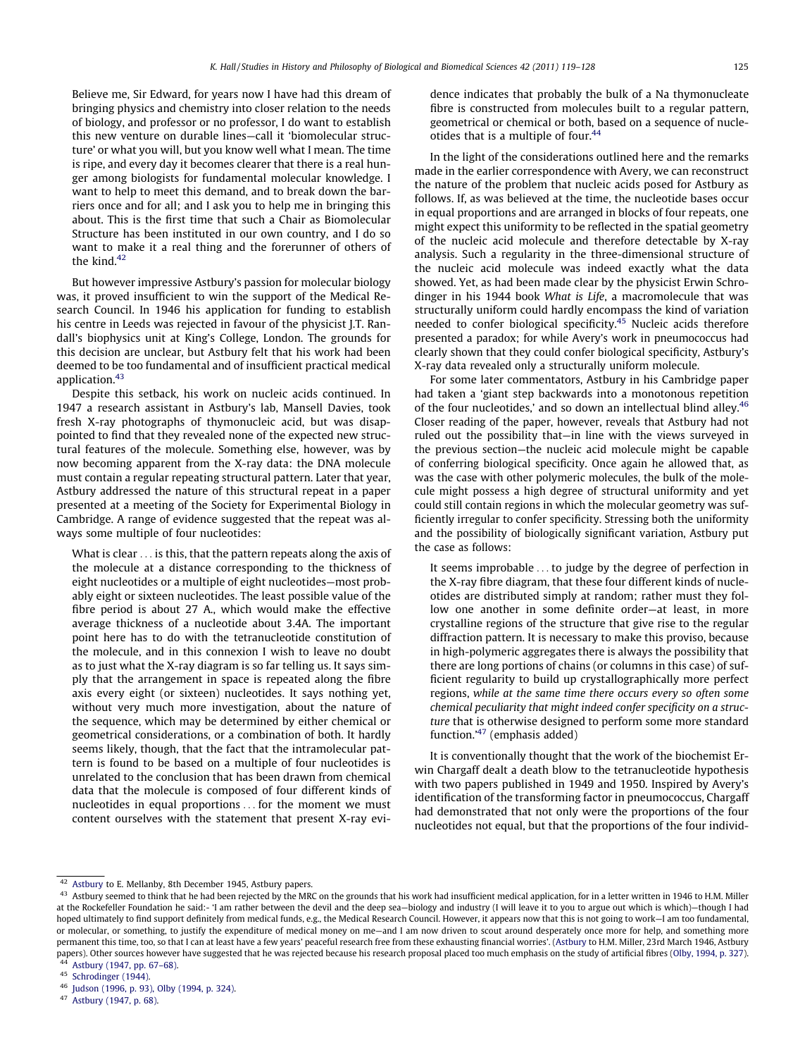Believe me, Sir Edward, for years now I have had this dream of bringing physics and chemistry into closer relation to the needs of biology, and professor or no professor, I do want to establish this new venture on durable lines—call it 'biomolecular structure' or what you will, but you know well what I mean. The time is ripe, and every day it becomes clearer that there is a real hunger among biologists for fundamental molecular knowledge. I want to help to meet this demand, and to break down the barriers once and for all; and I ask you to help me in bringing this about. This is the first time that such a Chair as Biomolecular Structure has been instituted in our own country, and I do so want to make it a real thing and the forerunner of others of the kind.[42]

But however impressive Astbury's passion for molecular biology was, it proved insufficient to win the support of the Medical Research Council. In 1946 his application for funding to establish his centre in Leeds was rejected in favour of the physicist J.T. Randall's biophysics unit at King's College, London. The grounds for this decision are unclear, but Astbury felt that his work had been deemed to be too fundamental and of insufficient practical medical application.[43]

Despite this setback, his work on nucleic acids continued. In 1947 a research assistant in Astbury's lab, Mansell Davies, took fresh X-ray photographs of thymonucleic acid, but was disappointed to find that they revealed none of the expected new structural features of the molecule. Something else, however, was by now becoming apparent from the X-ray data: the DNA molecule must contain a regular repeating structural pattern. Later that year, Astbury addressed the nature of this structural repeat in a paper presented at a meeting of the Society for Experimental Biology in Cambridge. A range of evidence suggested that the repeat was always some multiple of four nucleotides:

> What is clear ... is this, that the pattern repeats along the axis of the molecule at a distance corresponding to the thickness of eight nucleotides or a multiple of eight nucleotides—most probably eight or sixteen nucleotides. The least possible value of the fibre period is about 27 A., which would make the effective average thickness of a nucleotide about 3.4A. The important point here has to do with the tetranucleotide constitution of the molecule, and in this connexion I wish to leave no doubt as to just what the X-ray diagram is so far telling us. It says simply that the arrangement in space is repeated along the fibre axis every eight (or sixteen) nucleotides. It says nothing yet, without very much more investigation, about the nature of the sequence, which may be determined by either chemical or geometrical considerations, or a combination of both. It hardly seems likely, though, that the fact that the intramolecular pattern is found to be based on a multiple of four nucleotides is unrelated to the conclusion that has been drawn from chemical data that the molecule is composed of four different kinds of nucleotides in equal proportions ... for the moment we must content ourselves with the statement that present X-ray evidence indicates that probably the bulk of a Na thymonucleate fibre is constructed from molecules built to a regular pattern, geometrical or chemical or both, based on a sequence of nucleotides that is a multiple of four.[44]

In the light of the considerations outlined here and the remarks made in the earlier correspondence with Avery, we can reconstruct the nature of the problem that nucleic acids posed for Astbury as follows. If, as was believed at the time, the nucleotide bases occur in equal proportions and are arranged in blocks of four repeats, one might expect this uniformity to be reflected in the spatial geometry of the nucleic acid molecule and therefore detectable by X-ray analysis. Such a regularity in the three-dimensional structure of the nucleic acid molecule was indeed exactly what the data showed. Yet, as had been made clear by the physicist Erwin Schrodinger in his 1944 book *What is Life*, a macromolecule that was structurally uniform could hardly encompass the kind of variation needed to confer biological specificity.[45] Nucleic acids therefore presented a paradox; for while Avery's work in pneumococcus had clearly shown that they could confer biological specificity, Astbury's X-ray data revealed only a structurally uniform molecule.

For some later commentators, Astbury in his Cambridge paper had taken a 'giant step backwards into a monotonous repetition of the four nucleotides,' and so down an intellectual blind alley.[46] Closer reading of the paper, however, reveals that Astbury had not ruled out the possibility that—in line with the views surveyed in the previous section—the nucleic acid molecule might be capable of conferring biological specificity. Once again he allowed that, as was the case with other polymeric molecules, the bulk of the molecule might possess a high degree of structural uniformity and yet could still contain regions in which the molecular geometry was sufficiently irregular to confer specificity. Stressing both the uniformity and the possibility of biologically significant variation, Astbury put the case as follows:

> It seems improbable ... to judge by the degree of perfection in the X-ray fibre diagram, that these four different kinds of nucleotides are distributed simply at random; rather must they follow one another in some definite order—at least, in more crystalline regions of the structure that give rise to the regular diffraction pattern. It is necessary to make this proviso, because in high-polymeric aggregates there is always the possibility that there are long portions of chains (or columns in this case) of sufficient regularity to build up crystallographically more perfect regions, *while at the same time there occurs every so often some chemical peculiarity that might indeed confer specificity on a structure* that is otherwise designed to perform some more standard function.'[47] (emphasis added)

It is conventionally thought that the work of the biochemist Erwin Chargaff dealt a death blow to the tetranucleotide hypothesis with two papers published in 1949 and 1950. Inspired by Avery's identification of the transforming factor in pneumococcus, Chargaff had demonstrated that not only were the proportions of the four nucleotides not equal, but that the proportions of the four individ-

---

[42] Astbury to E. Mellanby, 8th December 1945, Astbury papers.

[43] Astbury seemed to think that he had been rejected by the MRC on the grounds that his work had insufficient medical application, for in a letter written in 1946 to H.M. Miller at the Rockefeller Foundation he said:- 'I am rather between the devil and the deep sea—biology and industry (I will leave it to you to argue out which is which)—though I had hoped ultimately to find support definitely from medical funds, e.g., the Medical Research Council. However, it appears now that this is not going to work—I am too fundamental, or molecular, or something, to justify the expenditure of medical money on me—and I am now driven to scout around desperately once more for help, and something more permanent this time, too, so that I can at least have a few years' peaceful research free from these exhausting financial worries'. (Astbury to H.M. Miller, 23rd March 1946, Astbury papers). Other sources however have suggested that he was rejected because his research proposal placed too much emphasis on the study of artificial fibres (Olby, 1994, p. 327).

[44] Astbury (1947, pp. 67–68).

[45] Schrodinger (1944).

[46] Judson (1996, p. 93), Olby (1994, p. 324).

[47] Astbury (1947, p. 68).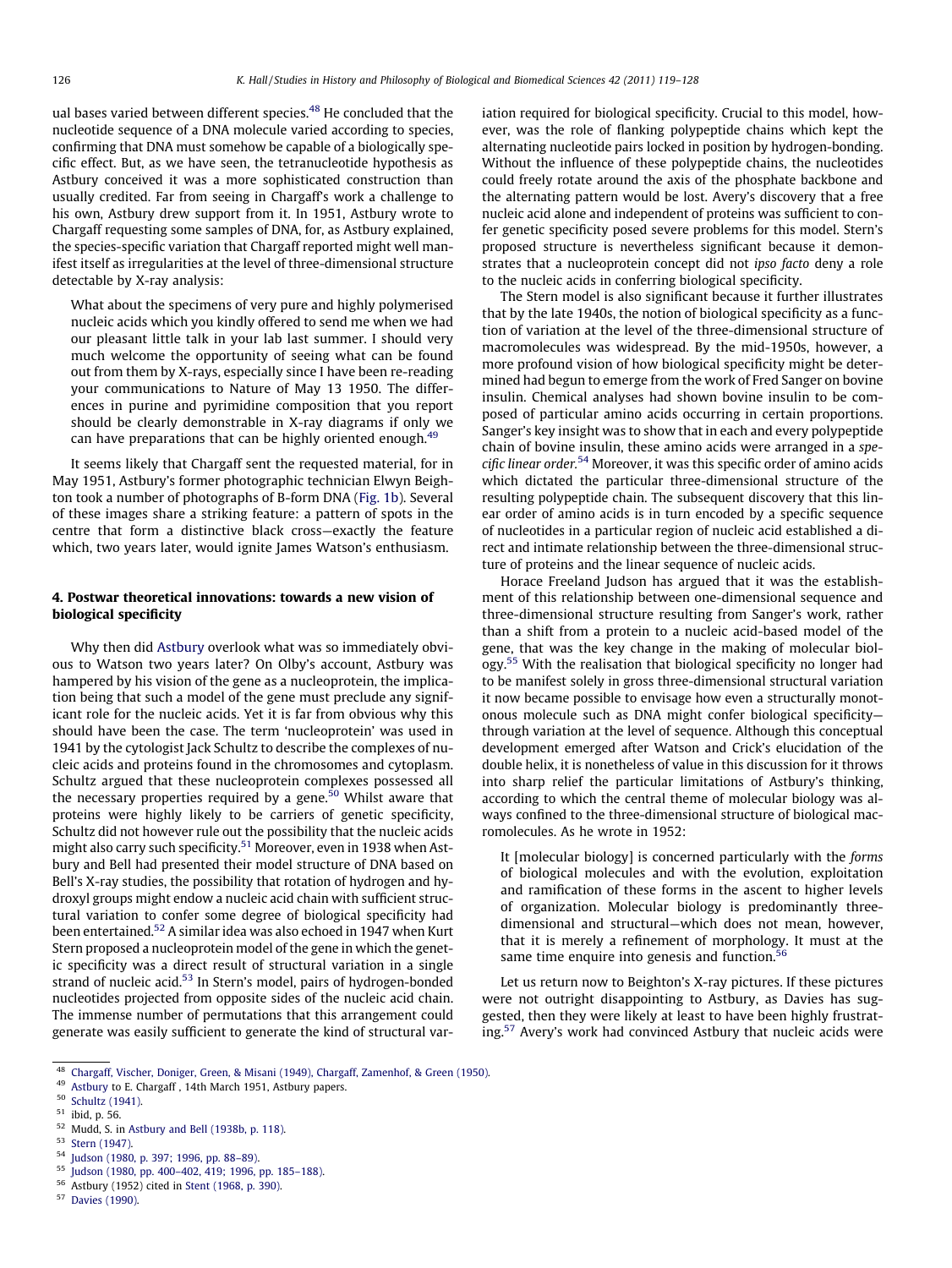ual bases varied between different species.[48] He concluded that the nucleotide sequence of a DNA molecule varied according to species, confirming that DNA must somehow be capable of a biologically specific effect. But, as we have seen, the tetranucleotide hypothesis as Astbury conceived it was a more sophisticated construction than usually credited. Far from seeing in Chargaff's work a challenge to his own, Astbury drew support from it. In 1951, Astbury wrote to Chargaff requesting some samples of DNA, for, as Astbury explained, the species-specific variation that Chargaff reported might well manifest itself as irregularities at the level of three-dimensional structure detectable by X-ray analysis:

> What about the specimens of very pure and highly polymerised nucleic acids which you kindly offered to send me when we had our pleasant little talk in your lab last summer. I should very much welcome the opportunity of seeing what can be found out from them by X-rays, especially since I have been re-reading your communications to Nature of May 13 1950. The differences in purine and pyrimidine composition that you report should be clearly demonstrable in X-ray diagrams if only we can have preparations that can be highly oriented enough.[49]

It seems likely that Chargaff sent the requested material, for in May 1951, Astbury's former photographic technician Elwyn Beighton took a number of photographs of B-form DNA (Fig. 1b). Several of these images share a striking feature: a pattern of spots in the centre that form a distinctive black cross—exactly the feature which, two years later, would ignite James Watson's enthusiasm.

## 4. Postwar theoretical innovations: towards a new vision of biological specificity

Why then did Astbury overlook what was so immediately obvious to Watson two years later? On Olby's account, Astbury was hampered by his vision of the gene as a nucleoprotein, the implication being that such a model of the gene must preclude any significant role for the nucleic acids. Yet it is far from obvious why this should have been the case. The term 'nucleoprotein' was used in 1941 by the cytologist Jack Schultz to describe the complexes of nucleic acids and proteins found in the chromosomes and cytoplasm. Schultz argued that these nucleoprotein complexes possessed all the necessary properties required by a gene.[50] Whilst aware that proteins were highly likely to be carriers of genetic specificity, Schultz did not however rule out the possibility that the nucleic acids might also carry such specificity.[51] Moreover, even in 1938 when Astbury and Bell had presented their model structure of DNA based on Bell's X-ray studies, the possibility that rotation of hydrogen and hydroxyl groups might endow a nucleic acid chain with sufficient structural variation to confer some degree of biological specificity had been entertained.[52] A similar idea was also echoed in 1947 when Kurt Stern proposed a nucleoprotein model of the gene in which the genetic specificity was a direct result of structural variation in a single strand of nucleic acid.[53] In Stern's model, pairs of hydrogen-bonded nucleotides projected from opposite sides of the nucleic acid chain. The immense number of permutations that this arrangement could generate was easily sufficient to generate the kind of structural variation required for biological specificity. Crucial to this model, however, was the role of flanking polypeptide chains which kept the alternating nucleotide pairs locked in position by hydrogen-bonding. Without the influence of these polypeptide chains, the nucleotides could freely rotate around the axis of the phosphate backbone and the alternating pattern would be lost. Avery's discovery that a free nucleic acid alone and independent of proteins was sufficient to confer genetic specificity posed severe problems for this model. Stern's proposed structure is nevertheless significant because it demonstrates that a nucleoprotein concept did not *ipso facto* deny a role to the nucleic acids in conferring biological specificity.

The Stern model is also significant because it further illustrates that by the late 1940s, the notion of biological specificity as a function of variation at the level of the three-dimensional structure of macromolecules was widespread. By the mid-1950s, however, a more profound vision of how biological specificity might be determined had begun to emerge from the work of Fred Sanger on bovine insulin. Chemical analyses had shown bovine insulin to be composed of particular amino acids occurring in certain proportions. Sanger's key insight was to show that in each and every polypeptide chain of bovine insulin, these amino acids were arranged in a *specific linear order*.[54] Moreover, it was this specific order of amino acids which dictated the particular three-dimensional structure of the resulting polypeptide chain. The subsequent discovery that this linear order of amino acids is in turn encoded by a specific sequence of nucleotides in a particular region of nucleic acid established a direct and intimate relationship between the three-dimensional structure of proteins and the linear sequence of nucleic acids.

Horace Freeland Judson has argued that it was the establishment of this relationship between one-dimensional sequence and three-dimensional structure resulting from Sanger's work, rather than a shift from a protein to a nucleic acid-based model of the gene, that was the key change in the making of molecular biology.[55] With the realisation that biological specificity no longer had to be manifest solely in gross three-dimensional structural variation it now became possible to envisage how even a structurally monotonous molecule such as DNA might confer biological specificity—through variation at the level of sequence. Although this conceptual development emerged after Watson and Crick's elucidation of the double helix, it is nonetheless of value in this discussion for it throws into sharp relief the particular limitations of Astbury's thinking, according to which the central theme of molecular biology was always confined to the three-dimensional structure of biological macromolecules. As he wrote in 1952:

> It [molecular biology] is concerned particularly with the *forms* of biological molecules and with the evolution, exploitation and ramification of these forms in the ascent to higher levels of organization. Molecular biology is predominantly three-dimensional and structural—which does not mean, however, that it is merely a refinement of morphology. It must at the same time enquire into genesis and function.[56]

Let us return now to Beighton's X-ray pictures. If these pictures were not outright disappointing to Astbury, as Davies has suggested, then they were likely at least to have been highly frustrating.[57] Avery's work had convinced Astbury that nucleic acids were

---

[48] Chargaff, Vischer, Doniger, Green, & Misani (1949), Chargaff, Zamenhof, & Green (1950).

[49] Astbury to E. Chargaff , 14th March 1951, Astbury papers.

[50] Schultz (1941).

[51] ibid, p. 56.

[52] Mudd, S. in Astbury and Bell (1938b, p. 118).

[53] Stern (1947).

[54] Judson (1980, p. 397; 1996, pp. 88–89).

[55] Judson (1980, pp. 400–402, 419; 1996, pp. 185–188).

[56] Astbury (1952) cited in Stent (1968, p. 390).

[57] Davies (1990).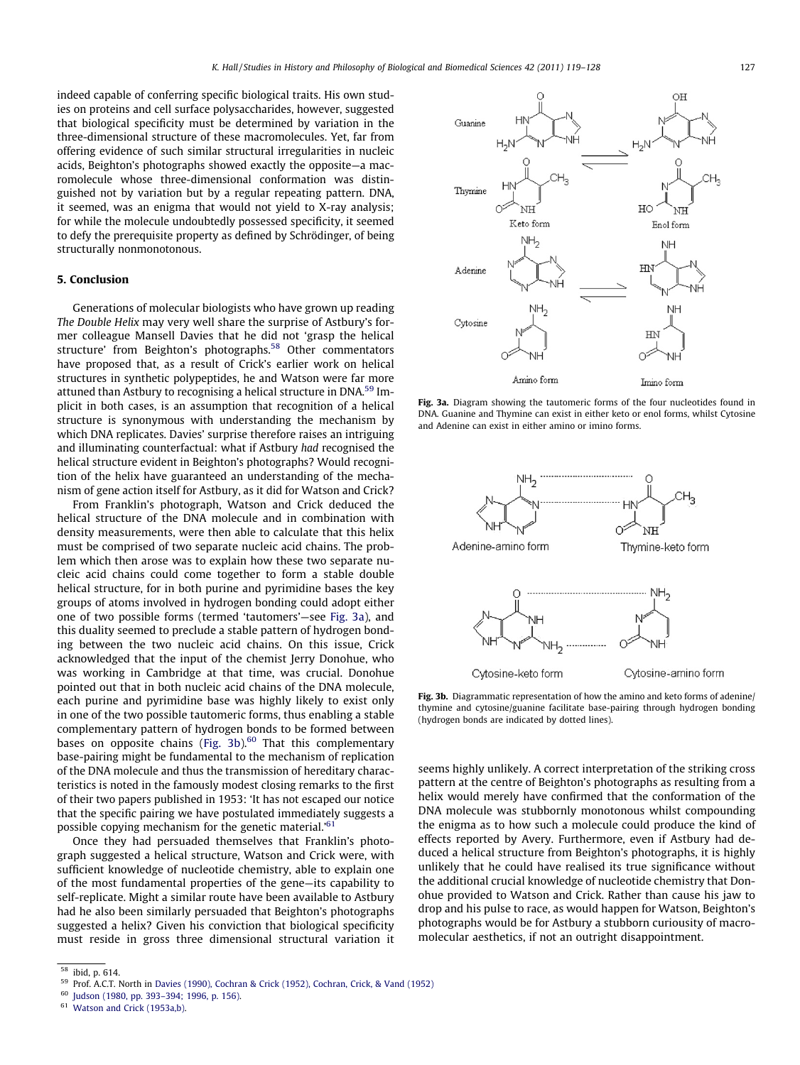indeed capable of conferring specific biological traits. His own studies on proteins and cell surface polysaccharides, however, suggested that biological specificity must be determined by variation in the three-dimensional structure of these macromolecules. Yet, far from offering evidence of such similar structural irregularities in nucleic acids, Beighton's photographs showed exactly the opposite—a macromolecule whose three-dimensional conformation was distinguished not by variation but by a regular repeating pattern. DNA, it seemed, was an enigma that would not yield to X-ray analysis; for while the molecule undoubtedly possessed specificity, it seemed to defy the prerequisite property as defined by Schrödinger, of being structurally nonmonotonous.

## 5. Conclusion

Generations of molecular biologists who have grown up reading *The Double Helix* may very well share the surprise of Astbury's former colleague Mansell Davies that he did not 'grasp the helical structure' from Beighton's photographs.[58] Other commentators have proposed that, as a result of Crick's earlier work on helical structures in synthetic polypeptides, he and Watson were far more attuned than Astbury to recognising a helical structure in DNA.[59] Implicit in both cases, is an assumption that recognition of a helical structure is synonymous with understanding the mechanism by which DNA replicates. Davies' surprise therefore raises an intriguing and illuminating counterfactual: what if Astbury *had* recognised the helical structure evident in Beighton's photographs? Would recognition of the helix have guaranteed an understanding of the mechanism of gene action itself for Astbury, as it did for Watson and Crick?

From Franklin's photograph, Watson and Crick deduced the helical structure of the DNA molecule and in combination with density measurements, were then able to calculate that this helix must be comprised of two separate nucleic acid chains. The problem which then arose was to explain how these two separate nucleic acid chains could come together to form a stable double helical structure, for in both purine and pyrimidine bases the key groups of atoms involved in hydrogen bonding could adopt either one of two possible forms (termed 'tautomers'—see Fig. 3a), and this duality seemed to preclude a stable pattern of hydrogen bonding between the two nucleic acid chains. On this issue, Crick acknowledged that the input of the chemist Jerry Donohue, who was working in Cambridge at that time, was crucial. Donohue pointed out that in both nucleic acid chains of the DNA molecule, each purine and pyrimidine base was highly likely to exist only in one of the two possible tautomeric forms, thus enabling a stable complementary pattern of hydrogen bonds to be formed between bases on opposite chains (Fig. 3b).[60] That this complementary base-pairing might be fundamental to the mechanism of replication of the DNA molecule and thus the transmission of hereditary characteristics is noted in the famously modest closing remarks to the first of their two papers published in 1953: 'It has not escaped our notice that the specific pairing we have postulated immediately suggests a possible copying mechanism for the genetic material.'[61]

Once they had persuaded themselves that Franklin's photograph suggested a helical structure, Watson and Crick were, with sufficient knowledge of nucleotide chemistry, able to explain one of the most fundamental properties of the gene—its capability to self-replicate. Might a similar route have been available to Astbury had he also been similarly persuaded that Beighton's photographs suggested a helix? Given his conviction that biological specificity must reside in gross three dimensional structural variation it seems highly unlikely. A correct interpretation of the striking cross pattern at the centre of Beighton's photographs as resulting from a helix would merely have confirmed that the conformation of the DNA molecule was stubbornly monotonous whilst compounding the enigma as to how such a molecule could produce the kind of effects reported by Avery. Furthermore, even if Astbury had deduced a helical structure from Beighton's photographs, it is highly unlikely that he could have realised its true significance without the additional crucial knowledge of nucleotide chemistry that Donohue provided to Watson and Crick. Rather than cause his jaw to drop and his pulse to race, as would happen for Watson, Beighton's photographs would be for Astbury a stubborn curiousity of macromolecular aesthetics, if not an outright disappointment.

**Fig. 3a.** Diagram showing the tautomeric forms of the four nucleotides found in DNA. Guanine and Thymine can exist in either keto or enol forms, whilst Cytosine and Adenine can exist in either amino or imino forms.

**Fig. 3b.** Diagrammatic representation of how the amino and keto forms of adenine/thymine and cytosine/guanine facilitate base-pairing through hydrogen bonding (hydrogen bonds are indicated by dotted lines).

---

[58] ibid, p. 614.

[59] Prof. A.C.T. North in Davies (1990), Cochran & Crick (1952), Cochran, Crick, & Vand (1952)

[60] Judson (1980, pp. 393–394; 1996, p. 156).

[61] Watson and Crick (1953a,b).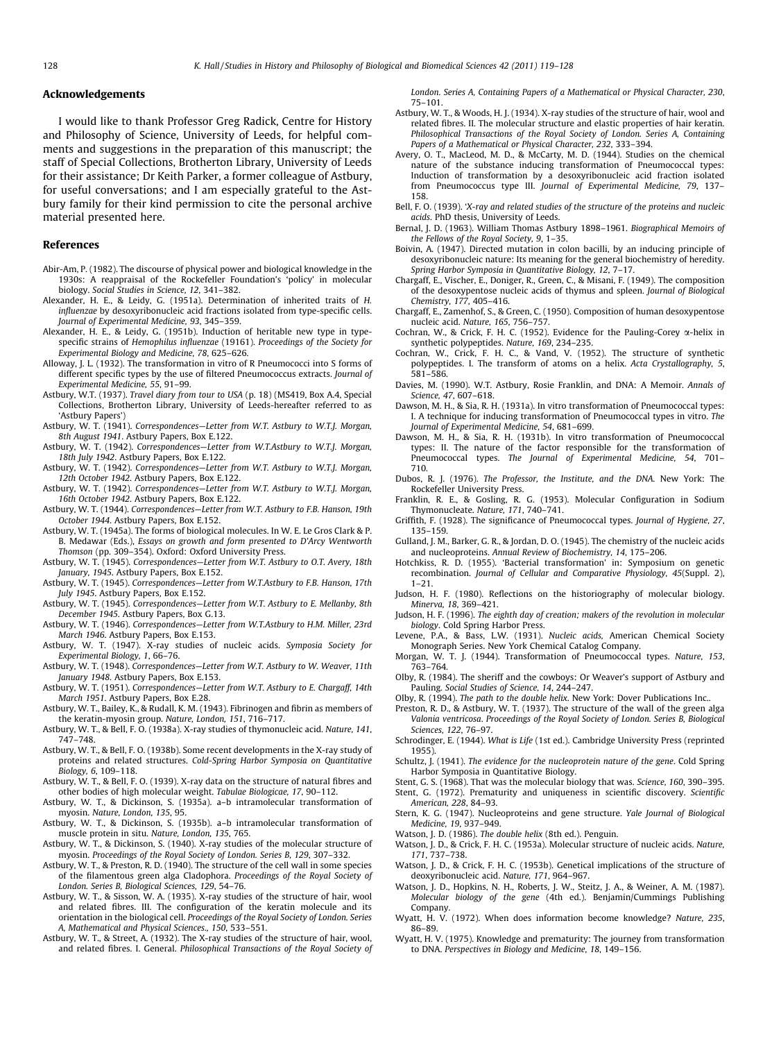## Acknowledgements

I would like to thank Professor Greg Radick, Centre for History and Philosophy of Science, University of Leeds, for helpful comments and suggestions in the preparation of this manuscript; the staff of Special Collections, Brotherton Library, University of Leeds for their assistance; Dr Keith Parker, a former colleague of Astbury, for useful conversations; and I am especially grateful to the Astbury family for their kind permission to cite the personal archive material presented here.

## References

Abir-Am, P. (1982). The discourse of physical power and biological knowledge in the 1930s: A reappraisal of the Rockefeller Foundation's 'policy' in molecular biology. *Social Studies in Science, 12*, 341–382.

Alexander, H. E., & Leidy, G. (1951a). Determination of inherited traits of *H. influenzae* by desoxyribonucleic acid fractions isolated from type-specific cells. *Journal of Experimental Medicine, 93*, 345–359.

Alexander, H. E., & Leidy, G. (1951b). Induction of heritable new type in type-specific strains of *Hemophilus influenzae* (19161). *Proceedings of the Society for Experimental Biology and Medicine, 78*, 625–626.

Alloway, J. L. (1932). The transformation in vitro of R Pneumococci into S forms of different specific types by the use of filtered Pneumococcus extracts. *Journal of Experimental Medicine, 55*, 91–99.

Astbury, W.T. (1937). *Travel diary from tour to USA* (p. 18) (MS419, Box A.4, Special Collections, Brotherton Library, University of Leeds-hereafter referred to as 'Astbury Papers')

Astbury, W. T. (1941). *Correspondences—Letter from W.T. Astbury to W.T.J. Morgan, 8th August 1941*. Astbury Papers, Box E.122.

Astbury, W. T. (1942). *Correspondences—Letter from W.T.Astbury to W.T.J. Morgan, 18th July 1942*. Astbury Papers, Box E.122.

Astbury, W. T. (1942). *Correspondences—Letter from W.T. Astbury to W.T.J. Morgan, 12th October 1942*. Astbury Papers, Box E.122.

Astbury, W. T. (1942). *Correspondences—Letter from W.T. Astbury to W.T.J. Morgan, 16th October 1942*. Astbury Papers, Box E.122.

Astbury, W. T. (1944). *Correspondences—Letter from W.T. Astbury to F.B. Hanson, 19th October 1944*. Astbury Papers, Box E.152.

Astbury, W. T. (1945a). The forms of biological molecules. In W. E. Le Gros Clark & P. B. Medawar (Eds.), *Essays on growth and form presented to D'Arcy Wentworth Thomson* (pp. 309–354). Oxford: Oxford University Press.

Astbury, W. T. (1945). *Correspondences—Letter from W.T. Astbury to O.T. Avery, 18th January, 1945*. Astbury Papers, Box E.152.

Astbury, W. T. (1945). *Correspondences—Letter from W.T.Astbury to F.B. Hanson, 17th July 1945*. Astbury Papers, Box E.152.

Astbury, W. T. (1945). *Correspondences—Letter from W.T. Astbury to E. Mellanby, 8th December 1945*. Astbury Papers, Box G.13.

Astbury, W. T. (1946). *Correspondences—Letter from W.T.Astbury to H.M. Miller, 23rd March 1946*. Astbury Papers, Box E.153.

Astbury, W. T. (1947). X-ray studies of nucleic acids. *Symposia Society for Experimental Biology, 1*, 66–76.

Astbury, W. T. (1948). *Correspondences—Letter from W.T. Astbury to W. Weaver, 11th January 1948*. Astbury Papers, Box E.153.

Astbury, W. T. (1951). *Correspondences—Letter from W.T. Astbury to E. Chargaff, 14th March 1951*. Astbury Papers, Box E.28.

Astbury, W. T., Bailey, K., & Rudall, K. M. (1943). Fibrinogen and fibrin as members of the keratin-myosin group. *Nature, London, 151*, 716–717.

Astbury, W. T., & Bell, F. O. (1938a). X-ray studies of thymonucleic acid. *Nature, 141*, 747–748.

Astbury, W. T., & Bell, F. O. (1938b). Some recent developments in the X-ray study of proteins and related structures. *Cold-Spring Harbor Symposia on Quantitative Biology, 6*, 109–118.

Astbury, W. T., & Bell, F. O. (1939). X-ray data on the structure of natural fibres and other bodies of high molecular weight. *Tabulae Biologicae, 17*, 90–112.

Astbury, W. T., & Dickinson, S. (1935a). a–b intramolecular transformation of myosin. *Nature, London, 135*, 95.

Astbury, W. T., & Dickinson, S. (1935b). a–b intramolecular transformation of muscle protein in situ. *Nature, London, 135*, 765.

Astbury, W. T., & Dickinson, S. (1940). X-ray studies of the molecular structure of myosin. *Proceedings of the Royal Society of London. Series B, 129*, 307–332.

Astbury, W. T., & Preston, R. D. (1940). The structure of the cell wall in some species of the filamentous green alga Cladophora. *Proceedings of the Royal Society of London. Series B, Biological Sciences, 129*, 54–76.

Astbury, W. T., & Sisson, W. A. (1935). X-ray studies of the structure of hair, wool and related fibres. III. The configuration of the keratin molecule and its orientation in the biological cell. *Proceedings of the Royal Society of London. Series A, Mathematical and Physical Sciences., 150*, 533–551.

Astbury, W. T., & Street, A. (1932). The X-ray studies of the structure of hair, wool, and related fibres. I. General. *Philosophical Transactions of the Royal Society of London. Series A, Containing Papers of a Mathematical or Physical Character, 230*, 75–101.

Astbury, W. T., & Woods, H. J. (1934). X-ray studies of the structure of hair, wool and related fibres. II. The molecular structure and elastic properties of hair keratin. *Philosophical Transactions of the Royal Society of London. Series A, Containing Papers of a Mathematical or Physical Character, 232*, 333–394.

Avery, O. T., MacLeod, M. D., & McCarty, M. D. (1944). Studies on the chemical nature of the substance inducing transformation of Pneumococcal types: Induction of transformation by a desoxyribonucleic acid fraction isolated from Pneumococcus type III. *Journal of Experimental Medicine, 79*, 137–158.

Bell, F. O. (1939). *'X-ray and related studies of the structure of the proteins and nucleic acids*. PhD thesis, University of Leeds.

Bernal, J. D. (1963). William Thomas Astbury 1898–1961. *Biographical Memoirs of the Fellows of the Royal Society, 9*, 1–35.

Boivin, A. (1947). Directed mutation in colon bacilli, by an inducing principle of desoxyribonucleic nature: Its meaning for the general biochemistry of heredity. *Spring Harbor Symposia in Quantitative Biology, 12*, 7–17.

Chargaff, E., Vischer, E., Doniger, R., Green, C., & Misani, F. (1949). The composition of the desoxypentose nucleic acids of thymus and spleen. *Journal of Biological Chemistry, 177*, 405–416.

Chargaff, E., Zamenhof, S., & Green, C. (1950). Composition of human desoxypentose nucleic acid. *Nature, 165*, 756–757.

Cochran, W., & Crick, F. H. C. (1952). Evidence for the Pauling-Corey α-helix in synthetic polypeptides. *Nature, 169*, 234–235.

Cochran, W., Crick, F. H. C., & Vand, V. (1952). The structure of synthetic polypeptides. I. The transform of atoms on a helix. *Acta Crystallography, 5*, 581–586.

Davies, M. (1990). W.T. Astbury, Rosie Franklin, and DNA: A Memoir. *Annals of Science, 47*, 607–618.

Dawson, M. H., & Sia, R. H. (1931a). In vitro transformation of Pneumococcal types: I. A technique for inducing transformation of Pneumococcal types in vitro. *The Journal of Experimental Medicine, 54*, 681–699.

Dawson, M. H., & Sia, R. H. (1931b). In vitro transformation of Pneumococcal types: II. The nature of the factor responsible for the transformation of Pneumococcal types. *The Journal of Experimental Medicine, 54*, 701–710.

Dubos, R. J. (1976). *The Professor, the Institute, and the DNA*. New York: The Rockefeller University Press.

Franklin, R. E., & Gosling, R. G. (1953). Molecular Configuration in Sodium Thymonucleate. *Nature, 171*, 740–741.

Griffith, F. (1928). The significance of Pneumococcal types. *Journal of Hygiene, 27*, 135–159.

Gulland, J. M., Barker, G. R., & Jordan, D. O. (1945). The chemistry of the nucleic acids and nucleoproteins. *Annual Review of Biochemistry, 14*, 175–206.

Hotchkiss, R. D. (1955). 'Bacterial transformation' in: Symposium on genetic recombination. *Journal of Cellular and Comparative Physiology, 45*(Suppl. 2), 1–21.

Judson, H. F. (1980). Reflections on the historiography of molecular biology. *Minerva, 18*, 369–421.

Judson, H. F. (1996). *The eighth day of creation; makers of the revolution in molecular biology*. Cold Spring Harbor Press.

Levene, P.A., & Bass, L.W. (1931). *Nucleic acids,* American Chemical Society Monograph Series. New York Chemical Catalog Company.

Morgan, W. T. J. (1944). Transformation of Pneumococcal types. *Nature, 153*, 763–764.

Olby, R. (1984). The sheriff and the cowboys: Or Weaver's support of Astbury and Pauling. *Social Studies of Science, 14*, 244–247.

Olby, R. (1994). *The path to the double helix*. New York: Dover Publications Inc..

Preston, R. D., & Astbury, W. T. (1937). The structure of the wall of the green alga *Valonia ventricosa*. *Proceedings of the Royal Society of London. Series B, Biological Sciences, 122*, 76–97.

Schrodinger, E. (1944). *What is Life* (1st ed.). Cambridge University Press (reprinted 1955).

Schultz, J. (1941). *The evidence for the nucleoprotein nature of the gene*. Cold Spring Harbor Symposia in Quantitative Biology.

Stent, G. S. (1968). That was the molecular biology that was. *Science, 160*, 390–395.

Stent, G. (1972). Prematurity and uniqueness in scientific discovery. *Scientific American, 228*, 84–93.

Stern, K. G. (1947). Nucleoproteins and gene structure. *Yale Journal of Biological Medicine, 19*, 937–949.

Watson, J. D. (1986). *The double helix* (8th ed.). Penguin.

Watson, J. D., & Crick, F. H. C. (1953a). Molecular structure of nucleic acids. *Nature, 171*, 737–738.

Watson, J. D., & Crick, F. H. C. (1953b). Genetical implications of the structure of deoxyribonucleic acid. *Nature, 171*, 964–967.

Watson, J. D., Hopkins, N. H., Roberts, J. W., Steitz, J. A., & Weiner, A. M. (1987). *Molecular biology of the gene* (4th ed.). Benjamin/Cummings Publishing Company.

Wyatt, H. V. (1972). When does information become knowledge? *Nature, 235*, 86–89.

Wyatt, H. V. (1975). Knowledge and prematurity: The journey from transformation to DNA. *Perspectives in Biology and Medicine, 18*, 149–156.